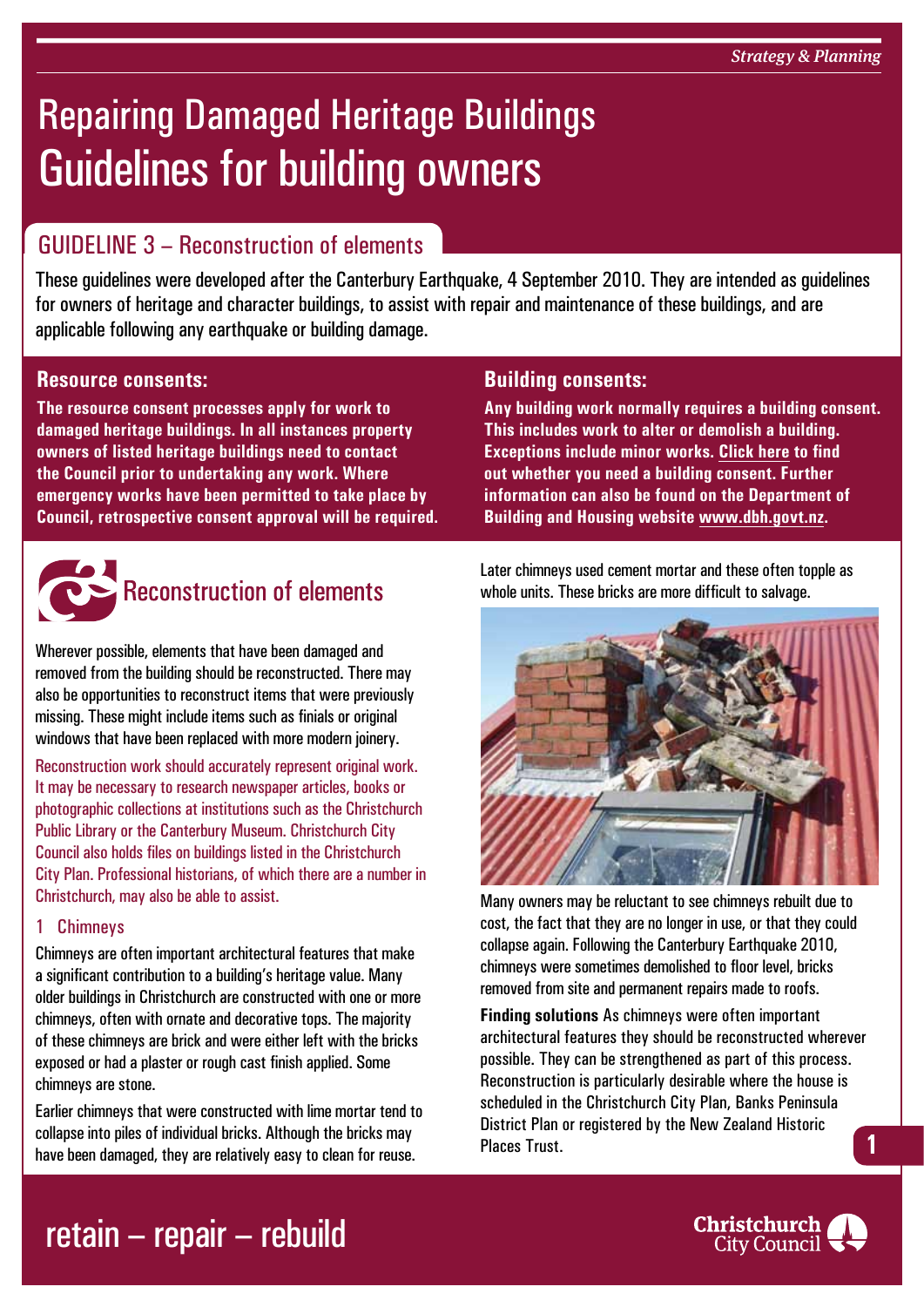*Strategy & Planning*

# Repairing Damaged Heritage Buildings Guidelines for building owners

## GUIDELINE 3 – Reconstruction of elements

These guidelines were developed after the Canterbury Earthquake, 4 September 2010. They are intended as guidelines for owners of heritage and character buildings, to assist with repair and maintenance of these buildings, and are applicable following any earthquake or building damage.

### Resource consents:

**The resource consent processes apply for work to damaged heritage buildings. In all instances property owners of listed heritage buildings need to contact the Council prior to undertaking any work. Where emergency works have been permitted to take place by Council, retrospective consent approval will be required.**

### Building consents:

**Any building work normally requires a building consent. This includes work to alter or demolish a building. Exceptions include minor works. Click here to find out whether you need a building consent. Further information can also be found on the Department of Building and Housing website www.dbh.govt.nz.**

## Reconstruction of elements

Wherever possible, elements that have been damaged and removed from the building should be reconstructed. There may also be opportunities to reconstruct items that were previously missing. These might include items such as finials or original windows that have been replaced with more modern joinery.

Reconstruction work should accurately represent original work. It may be necessary to research newspaper articles, books or photographic collections at institutions such as the Christchurch Public Library or the Canterbury Museum. Christchurch City Council also holds files on buildings listed in the Christchurch City Plan. Professional historians, of which there are a number in Christchurch, may also be able to assist.

### 1 Chimneys

Chimneys are often important architectural features that make a significant contribution to a building's heritage value. Many older buildings in Christchurch are constructed with one or more chimneys, often with ornate and decorative tops. The majority of these chimneys are brick and were either left with the bricks exposed or had a plaster or rough cast finish applied. Some chimneys are stone.

Earlier chimneys that were constructed with lime mortar tend to collapse into piles of individual bricks. Although the bricks may have been damaged, they are relatively easy to clean for reuse.

Later chimneys used cement mortar and these often topple as whole units. These bricks are more difficult to salvage.

Many owners may be reluctant to see chimneys rebuilt due to cost, the fact that they are no longer in use, or that they could collapse again. Following the Canterbury Earthquake 2010, chimneys were sometimes demolished to floor level, bricks removed from site and permanent repairs made to roofs.

**Finding solutions** As chimneys were often important architectural features they should be reconstructed wherever possible. They can be strengthened as part of this process. Reconstruction is particularly desirable where the house is scheduled in the Christchurch City Plan, Banks Peninsula District Plan or registered by the New Zealand Historic Places Trust.

retain – repair – rebuild

Christchurch City Council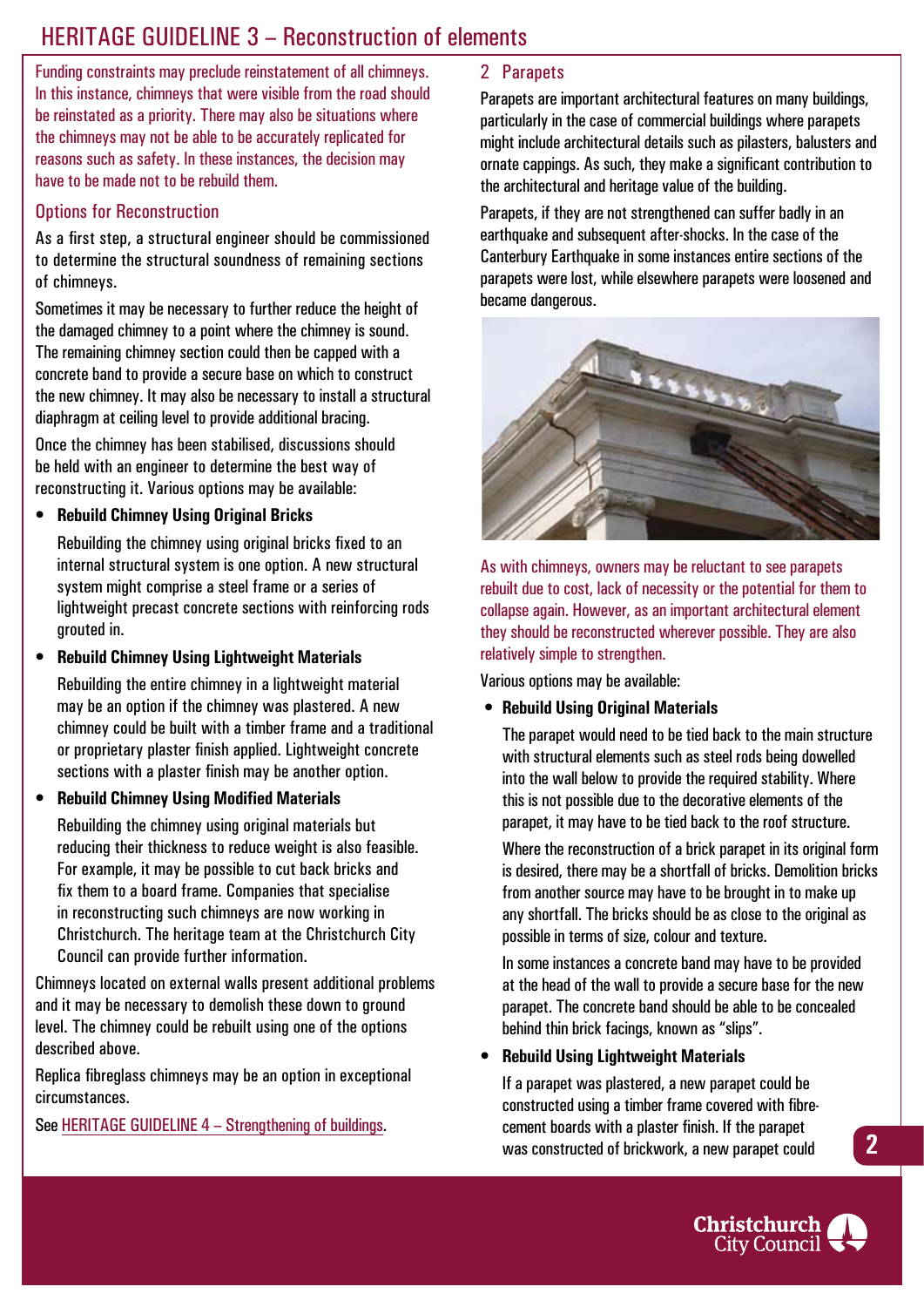# HERITAGE GUIDELINE 3 – Reconstruction of elements

Funding constraints may preclude reinstatement of all chimneys. In this instance, chimneys that were visible from the road should be reinstated as a priority. There may also be situations where the chimneys may not be able to be accurately replicated for reasons such as safety. In these instances, the decision may have to be made not to be rebuild them.

### Options for Reconstruction

As a first step, a structural engineer should be commissioned to determine the structural soundness of remaining sections of chimneys.

Sometimes it may be necessary to further reduce the height of the damaged chimney to a point where the chimney is sound. The remaining chimney section could then be capped with a concrete band to provide a secure base on which to construct the new chimney. It may also be necessary to install a structural diaphragm at ceiling level to provide additional bracing.

Once the chimney has been stabilised, discussions should be held with an engineer to determine the best way of reconstructing it. Various options may be available:

- **Rebuild Chimney Using Original Bricks**

  Rebuilding the chimney using original bricks fixed to an internal structural system is one option. A new structural system might comprise a steel frame or a series of lightweight precast concrete sections with reinforcing rods grouted in.

- **Rebuild Chimney Using Lightweight Materials**

  Rebuilding the entire chimney in a lightweight material may be an option if the chimney was plastered. A new chimney could be built with a timber frame and a traditional or proprietary plaster finish applied. Lightweight concrete sections with a plaster finish may be another option.

- **Rebuild Chimney Using Modified Materials**

  Rebuilding the chimney using original materials but reducing their thickness to reduce weight is also feasible. For example, it may be possible to cut back bricks and fix them to a board frame. Companies that specialise in reconstructing such chimneys are now working in Christchurch. The heritage team at the Christchurch City Council can provide further information.

Chimneys located on external walls present additional problems and it may be necessary to demolish these down to ground level. The chimney could be rebuilt using one of the options described above.

Replica fibreglass chimneys may be an option in exceptional circumstances.

See HERITAGE GUIDELINE 4 – Strengthening of buildings.

## 2 Parapets

Parapets are important architectural features on many buildings, particularly in the case of commercial buildings where parapets might include architectural details such as pilasters, balusters and ornate cappings. As such, they make a significant contribution to the architectural and heritage value of the building.

Parapets, if they are not strengthened can suffer badly in an earthquake and subsequent after-shocks. In the case of the Canterbury Earthquake in some instances entire sections of the parapets were lost, while elsewhere parapets were loosened and became dangerous.

As with chimneys, owners may be reluctant to see parapets rebuilt due to cost, lack of necessity or the potential for them to collapse again. However, as an important architectural element they should be reconstructed wherever possible. They are also relatively simple to strengthen.

Various options may be available:

- **Rebuild Using Original Materials**

  The parapet would need to be tied back to the main structure with structural elements such as steel rods being dowelled into the wall below to provide the required stability. Where this is not possible due to the decorative elements of the parapet, it may have to be tied back to the roof structure.

  Where the reconstruction of a brick parapet in its original form is desired, there may be a shortfall of bricks. Demolition bricks from another source may have to be brought in to make up any shortfall. The bricks should be as close to the original as possible in terms of size, colour and texture.

  In some instances a concrete band may have to be provided at the head of the wall to provide a secure base for the new parapet. The concrete band should be able to be concealed behind thin brick facings, known as "slips".

- **Rebuild Using Lightweight Materials**

  If a parapet was plastered, a new parapet could be constructed using a timber frame covered with fibre-cement boards with a plaster finish. If the parapet was constructed of brickwork, a new parapet could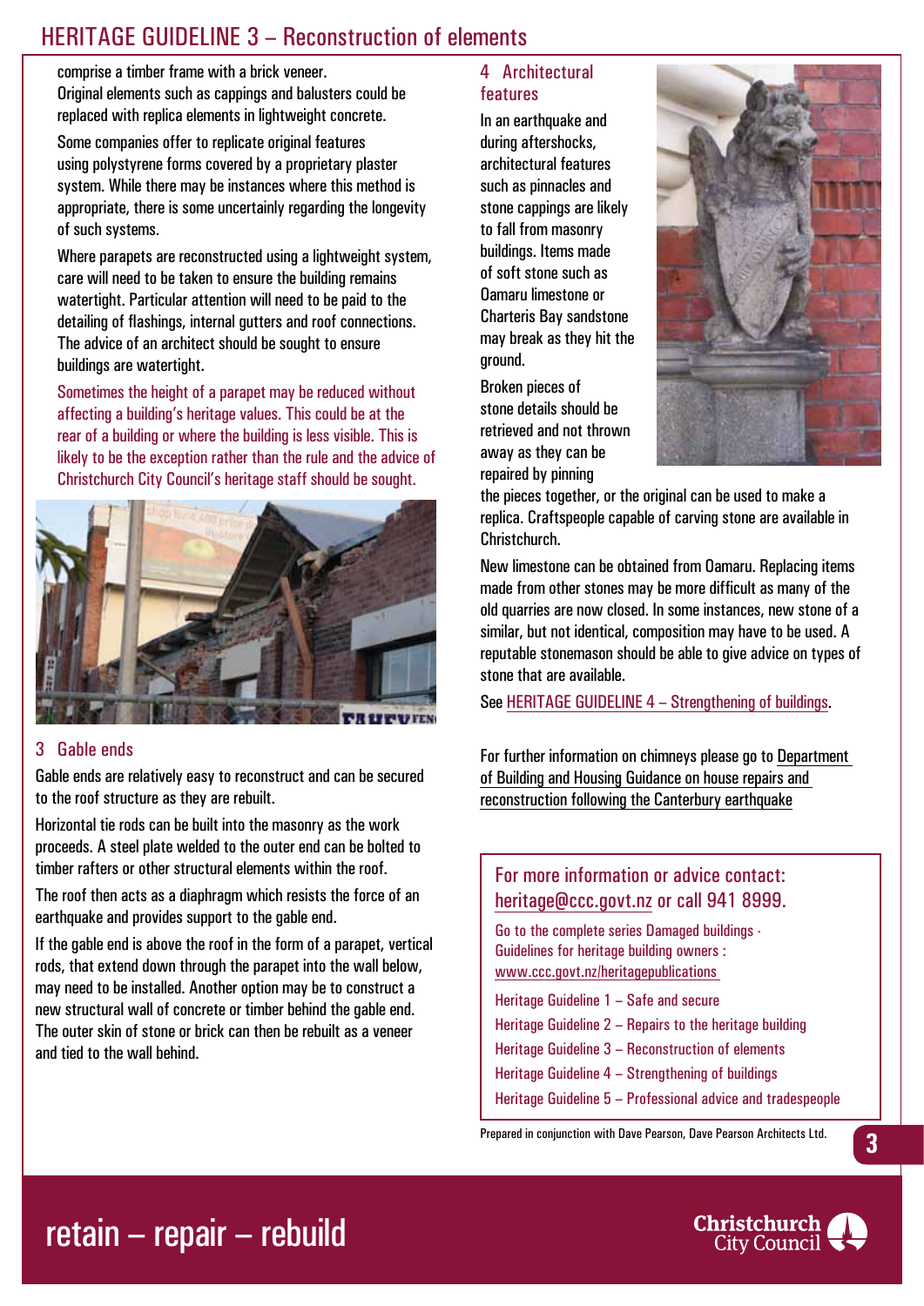comprise a timber frame with a brick veneer. Original elements such as cappings and balusters could be replaced with replica elements in lightweight concrete.

Some companies offer to replicate original features using polystyrene forms covered by a proprietary plaster system. While there may be instances where this method is appropriate, there is some uncertainly regarding the longevity of such systems.

Where parapets are reconstructed using a lightweight system, care will need to be taken to ensure the building remains watertight. Particular attention will need to be paid to the detailing of flashings, internal gutters and roof connections. The advice of an architect should be sought to ensure buildings are watertight.

Sometimes the height of a parapet may be reduced without affecting a building's heritage values. This could be at the rear of a building or where the building is less visible. This is likely to be the exception rather than the rule and the advice of Christchurch City Council's heritage staff should be sought.

## 3 Gable ends

Gable ends are relatively easy to reconstruct and can be secured to the roof structure as they are rebuilt.

Horizontal tie rods can be built into the masonry as the work proceeds. A steel plate welded to the outer end can be bolted to timber rafters or other structural elements within the roof.

The roof then acts as a diaphragm which resists the force of an earthquake and provides support to the gable end.

If the gable end is above the roof in the form of a parapet, vertical rods, that extend down through the parapet into the wall below, may need to be installed. Another option may be to construct a new structural wall of concrete or timber behind the gable end. The outer skin of stone or brick can then be rebuilt as a veneer and tied to the wall behind.

## 4 Architectural features

In an earthquake and during aftershocks, architectural features such as pinnacles and stone cappings are likely to fall from masonry buildings. Items made of soft stone such as Oamaru limestone or Charteris Bay sandstone may break as they hit the ground.

Broken pieces of stone details should be retrieved and not thrown away as they can be repaired by pinning the pieces together, or the original can be used to make a replica. Craftspeople capable of carving stone are available in Christchurch.

New limestone can be obtained from Oamaru. Replacing items made from other stones may be more difficult as many of the old quarries are now closed. In some instances, new stone of a similar, but not identical, composition may have to be used. A reputable stonemason should be able to give advice on types of stone that are available.

See HERITAGE GUIDELINE 4 – Strengthening of buildings.

For further information on chimneys please go to Department of Building and Housing Guidance on house repairs and reconstruction following the Canterbury earthquake

For more information or advice contact: heritage@ccc.govt.nz or call 941 8999.

Go to the complete series Damaged buildings - Guidelines for heritage building owners : www.ccc.govt.nz/heritagepublications

Heritage Guideline 1 – Safe and secure

Heritage Guideline 2 – Repairs to the heritage building

Heritage Guideline 3 – Reconstruction of elements

Heritage Guideline 4 – Strengthening of buildings

Heritage Guideline 5 – Professional advice and tradespeople

Prepared in conjunction with Dave Pearson, Dave Pearson Architects Ltd.

retain – repair – rebuild